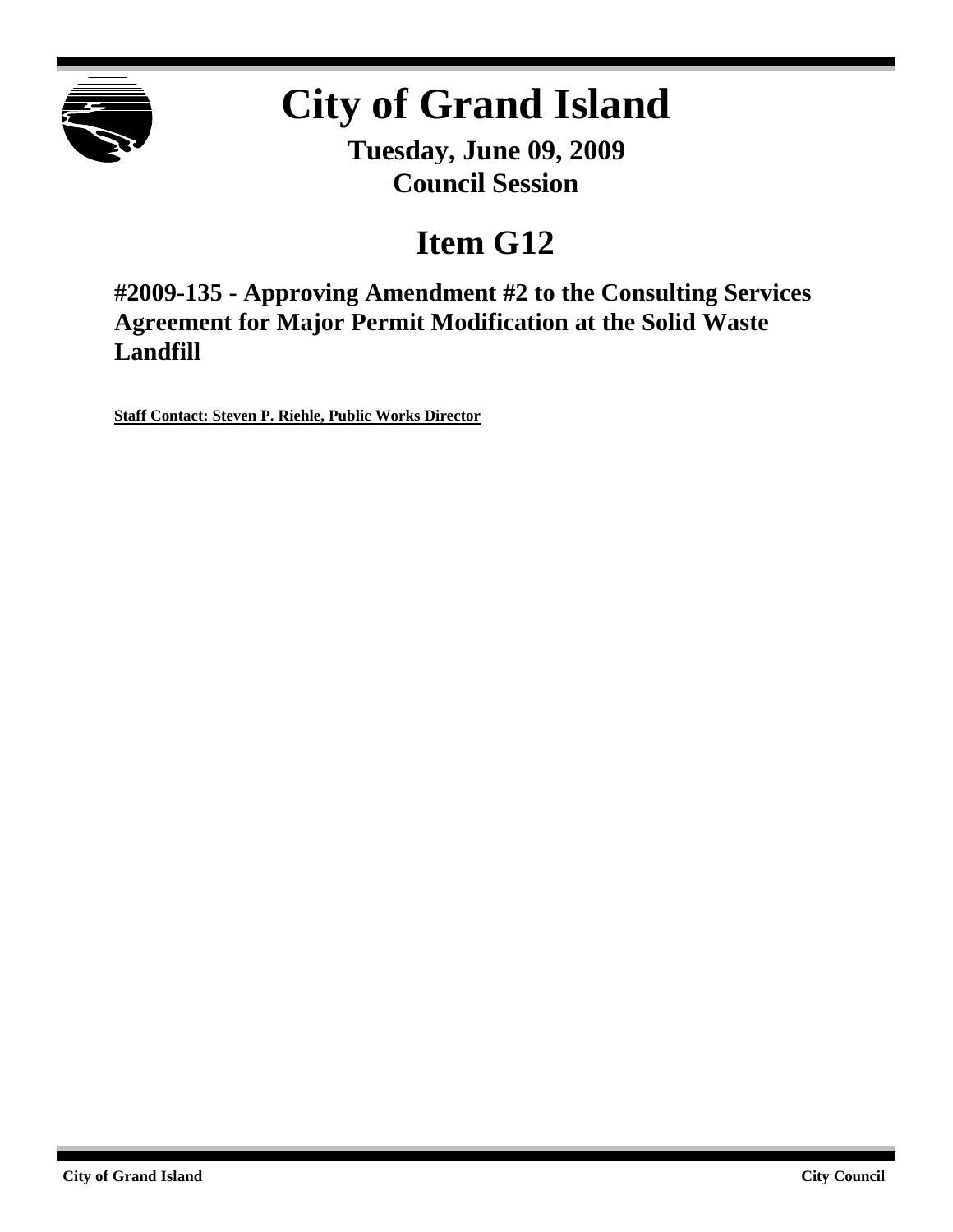# City of Grand Island

**Tuesday, June 09, 2009**
**Council Session**

## Item G12

### #2009-135 - Approving Amendment #2 to the Consulting Services Agreement for Major Permit Modification at the Solid Waste Landfill

**Staff Contact: Steven P. Riehle, Public Works Director**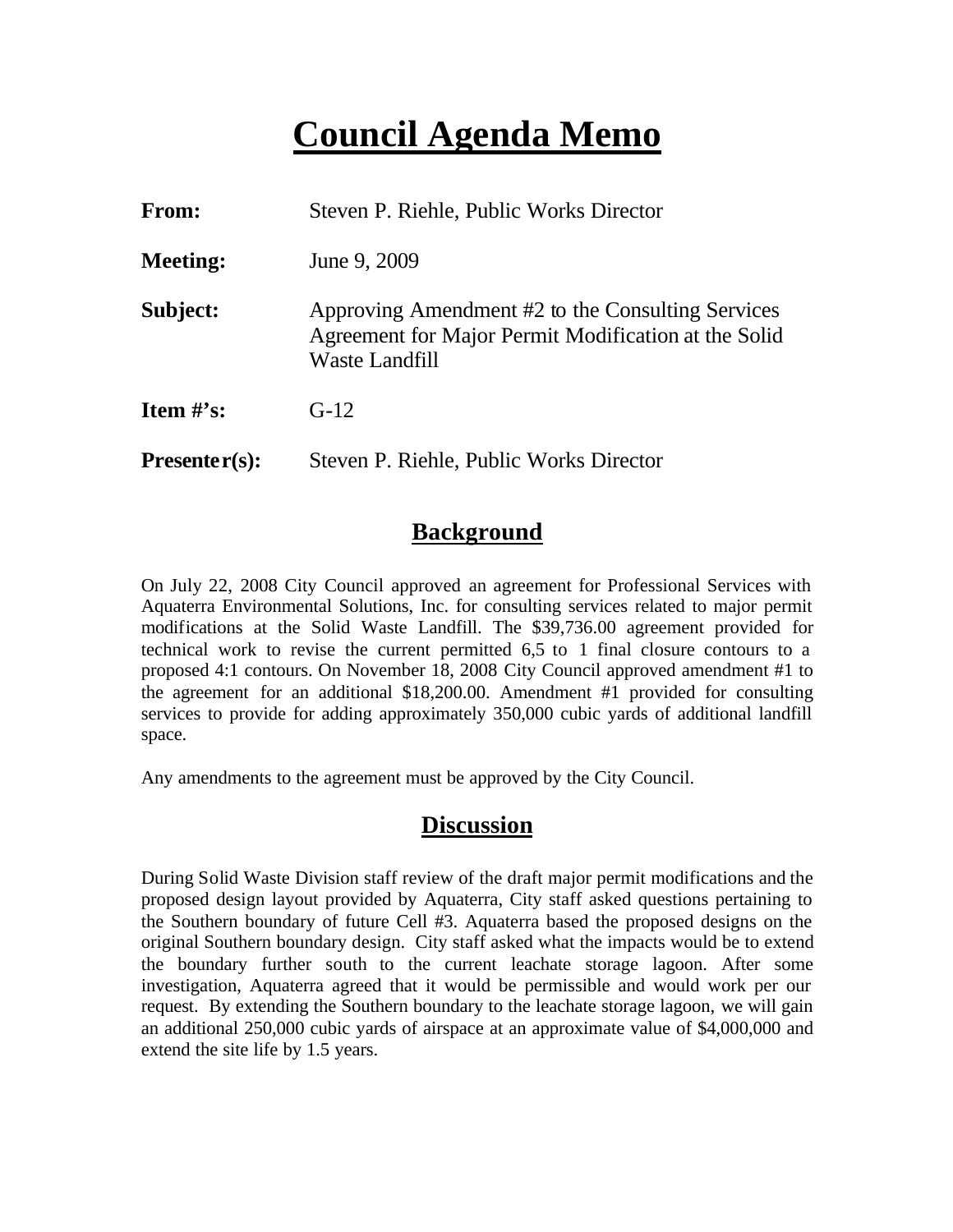# Council Agenda Memo

| | |
|---|---|
| **From:** | Steven P. Riehle, Public Works Director |
| **Meeting:** | June 9, 2009 |
| **Subject:** | Approving Amendment #2 to the Consulting Services Agreement for Major Permit Modification at the Solid Waste Landfill |
| **Item #'s:** | G-12 |
| **Presenter(s):** | Steven P. Riehle, Public Works Director |

## Background

On July 22, 2008 City Council approved an agreement for Professional Services with Aquaterra Environmental Solutions, Inc. for consulting services related to major permit modifications at the Solid Waste Landfill. The $39,736.00 agreement provided for technical work to revise the current permitted 6,5 to 1 final closure contours to a proposed 4:1 contours. On November 18, 2008 City Council approved amendment #1 to the agreement for an additional $18,200.00. Amendment #1 provided for consulting services to provide for adding approximately 350,000 cubic yards of additional landfill space.

Any amendments to the agreement must be approved by the City Council.

## Discussion

During Solid Waste Division staff review of the draft major permit modifications and the proposed design layout provided by Aquaterra, City staff asked questions pertaining to the Southern boundary of future Cell #3. Aquaterra based the proposed designs on the original Southern boundary design. City staff asked what the impacts would be to extend the boundary further south to the current leachate storage lagoon. After some investigation, Aquaterra agreed that it would be permissible and would work per our request. By extending the Southern boundary to the leachate storage lagoon, we will gain an additional 250,000 cubic yards of airspace at an approximate value of $4,000,000 and extend the site life by 1.5 years.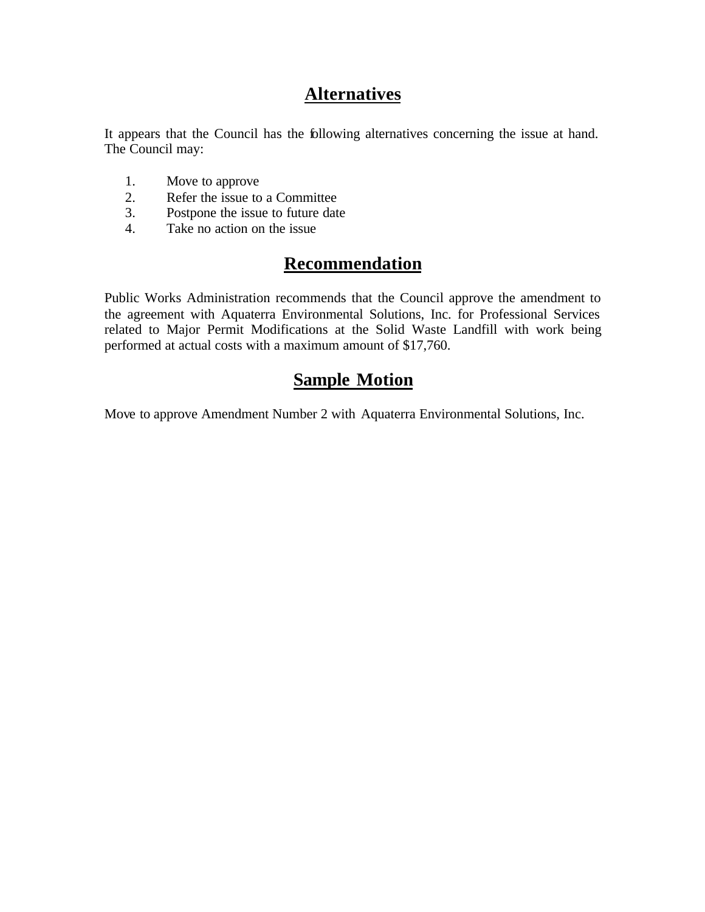## Alternatives

It appears that the Council has the following alternatives concerning the issue at hand. The Council may:

1. Move to approve
2. Refer the issue to a Committee
3. Postpone the issue to future date
4. Take no action on the issue

## Recommendation

Public Works Administration recommends that the Council approve the amendment to the agreement with Aquaterra Environmental Solutions, Inc. for Professional Services related to Major Permit Modifications at the Solid Waste Landfill with work being performed at actual costs with a maximum amount of $17,760.

## Sample Motion

Move to approve Amendment Number 2 with Aquaterra Environmental Solutions, Inc.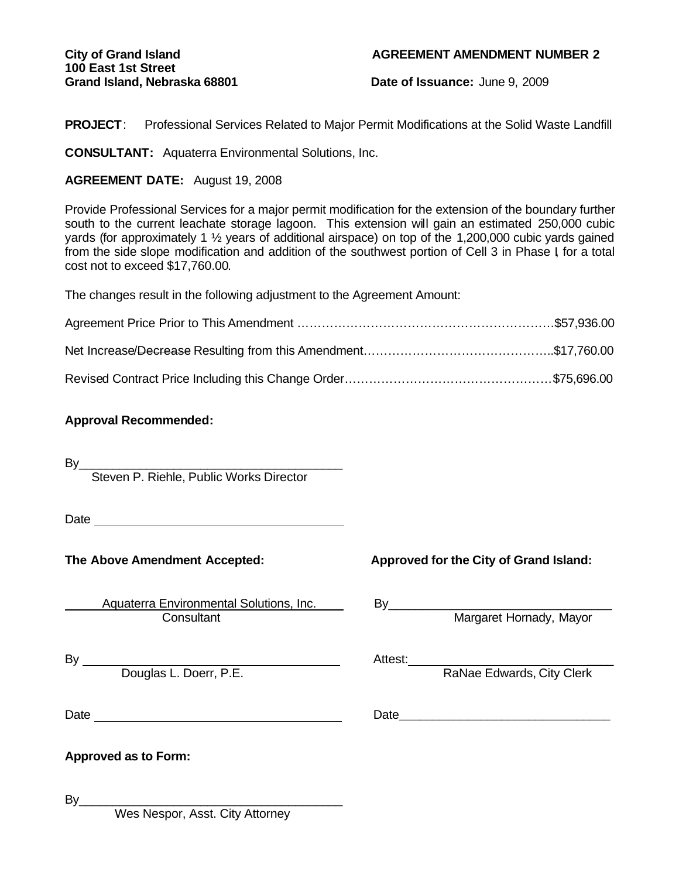**City of Grand Island**
**100 East 1st Street**
**Grand Island, Nebraska 68801**

**AGREEMENT AMENDMENT NUMBER 2**

**Date of Issuance:** June 9, 2009

**PROJECT**: Professional Services Related to Major Permit Modifications at the Solid Waste Landfill

**CONSULTANT:** Aquaterra Environmental Solutions, Inc.

**AGREEMENT DATE:** August 19, 2008

Provide Professional Services for a major permit modification for the extension of the boundary further south to the current leachate storage lagoon. This extension will gain an estimated 250,000 cubic yards (for approximately 1 ½ years of additional airspace) on top of the 1,200,000 cubic yards gained from the side slope modification and addition of the southwest portion of Cell 3 in Phase I, for a total cost not to exceed $17,760.00.

The changes result in the following adjustment to the Agreement Amount:

Agreement Price Prior to This Amendment ……………………………………………………….$57,936.00

Net Increase/~~Decrease~~ Resulting from this Amendment………………………………………..$17,760.00

Revised Contract Price Including this Change Order……………………………………………$75,696.00

**Approval Recommended:**

By_______________________________________
Steven P. Riehle, Public Works Director

Date _____________________________________

**The Above Amendment Accepted:**

Aquaterra Environmental Solutions, Inc.
Consultant

By _______________________________________
Douglas L. Doerr, P.E.

Date _____________________________________

**Approved for the City of Grand Island:**

By_________________________________
Margaret Hornady, Mayor

Attest:_____________________________
RaNae Edwards, City Clerk

Date_______________________________

**Approved as to Form:**

By_______________________________________
Wes Nespor, Asst. City Attorney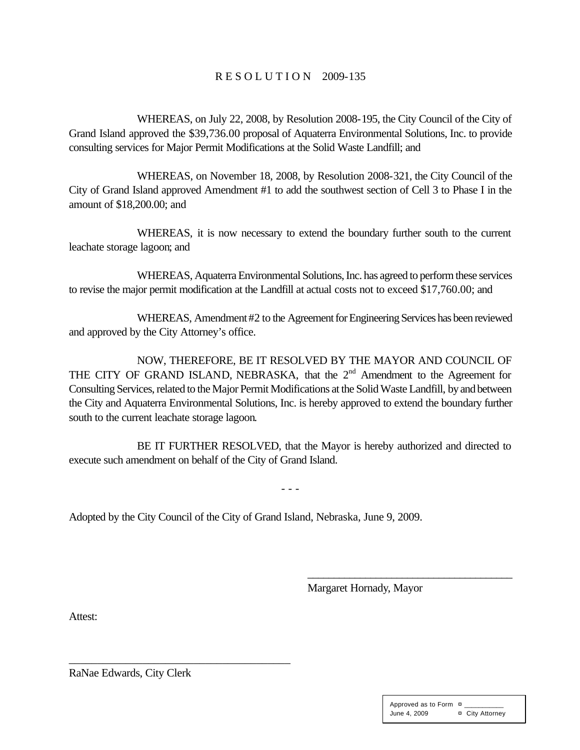# R E S O L U T I O N 2009-135

WHEREAS, on July 22, 2008, by Resolution 2008-195, the City Council of the City of Grand Island approved the $39,736.00 proposal of Aquaterra Environmental Solutions, Inc. to provide consulting services for Major Permit Modifications at the Solid Waste Landfill; and

WHEREAS, on November 18, 2008, by Resolution 2008-321, the City Council of the City of Grand Island approved Amendment #1 to add the southwest section of Cell 3 to Phase I in the amount of $18,200.00; and

WHEREAS, it is now necessary to extend the boundary further south to the current leachate storage lagoon; and

WHEREAS, Aquaterra Environmental Solutions, Inc. has agreed to perform these services to revise the major permit modification at the Landfill at actual costs not to exceed $17,760.00; and

WHEREAS, Amendment #2 to the Agreement for Engineering Services has been reviewed and approved by the City Attorney's office.

NOW, THEREFORE, BE IT RESOLVED BY THE MAYOR AND COUNCIL OF THE CITY OF GRAND ISLAND, NEBRASKA, that the 2nd Amendment to the Agreement for Consulting Services, related to the Major Permit Modifications at the Solid Waste Landfill, by and between the City and Aquaterra Environmental Solutions, Inc. is hereby approved to extend the boundary further south to the current leachate storage lagoon.

BE IT FURTHER RESOLVED, that the Mayor is hereby authorized and directed to execute such amendment on behalf of the City of Grand Island.

- - -

Adopted by the City Council of the City of Grand Island, Nebraska, June 9, 2009.

_______________________________________
Margaret Hornady, Mayor

Attest:

_______________________________________
RaNae Edwards, City Clerk

Approved as to Form ¤ ___________
June 4, 2009 ¤ City Attorney